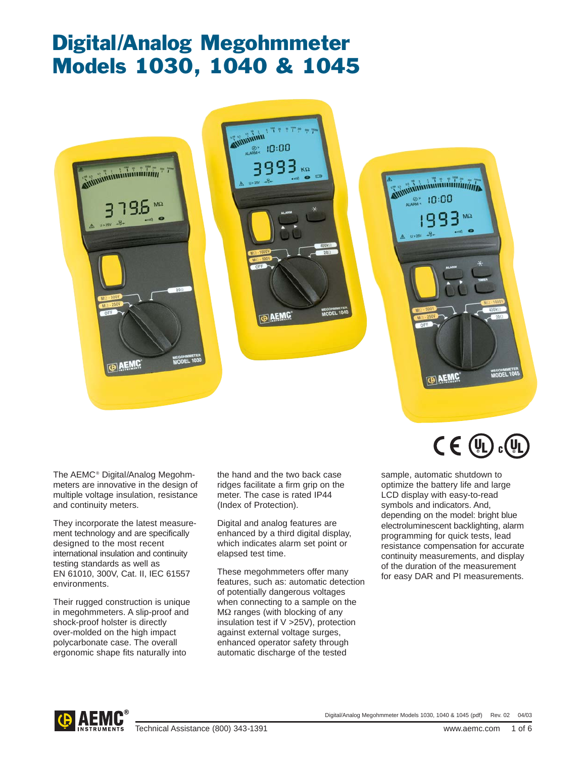# Digital/Analog Megohmmeter Models 1030, 1040 & 1045

The AEMC® Digital/Analog Megohmmeters are innovative in the design of multiple voltage insulation, resistance and continuity meters.

They incorporate the latest measurement technology and are specifically designed to the most recent international insulation and continuity testing standards as well as EN 61010, 300V, Cat. II, IEC 61557 environments.

Their rugged construction is unique in megohmmeters. A slip-proof and shock-proof holster is directly over-molded on the high impact polycarbonate case. The overall ergonomic shape fits naturally into the hand and the two back case ridges facilitate a firm grip on the meter. The case is rated IP44 (Index of Protection).

Digital and analog features are enhanced by a third digital display, which indicates alarm set point or elapsed test time.

These megohmmeters offer many features, such as: automatic detection of potentially dangerous voltages when connecting to a sample on the MΩ ranges (with blocking of any insulation test if V >25V), protection against external voltage surges, enhanced operator safety through automatic discharge of the tested sample, automatic shutdown to optimize the battery life and large LCD display with easy-to-read symbols and indicators. And, depending on the model: bright blue electroluminescent backlighting, alarm programming for quick tests, lead resistance compensation for accurate continuity measurements, and display of the duration of the measurement for easy DAR and PI measurements.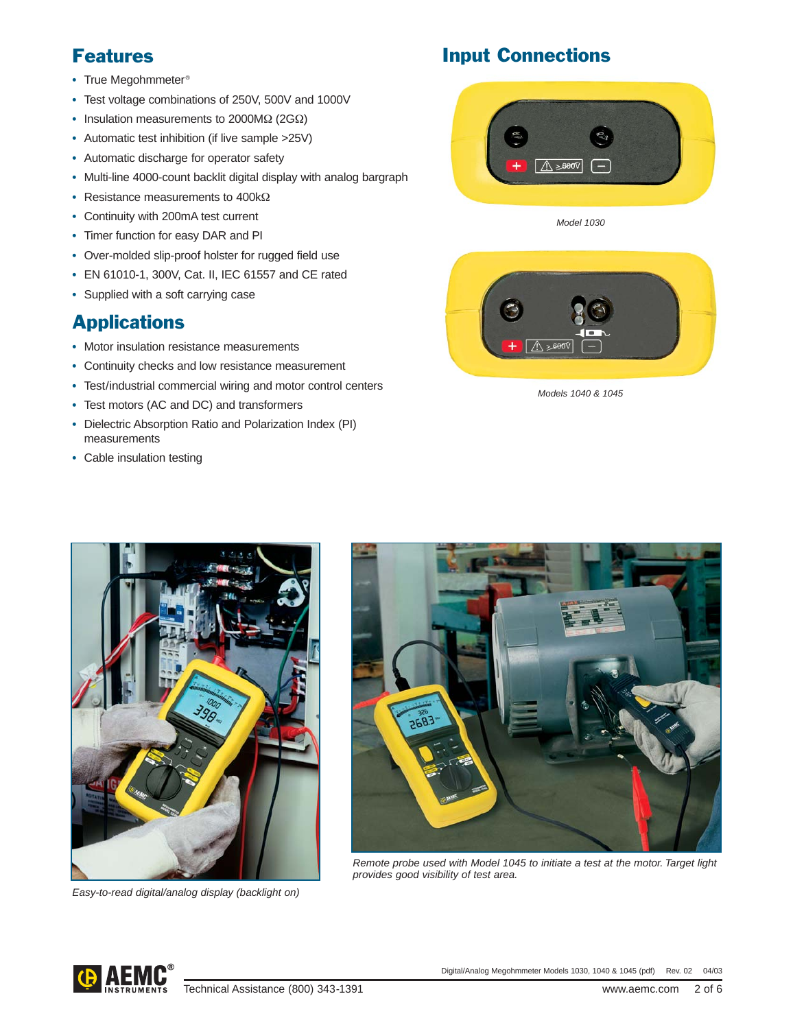## Features

- True Megohmmeter®
- Test voltage combinations of 250V, 500V and 1000V
- Insulation measurements to 2000MΩ (2GΩ)
- Automatic test inhibition (if live sample >25V)
- Automatic discharge for operator safety
- Multi-line 4000-count backlit digital display with analog bargraph
- Resistance measurements to 400kΩ
- Continuity with 200mA test current
- Timer function for easy DAR and PI
- Over-molded slip-proof holster for rugged field use
- EN 61010-1, 300V, Cat. II, IEC 61557 and CE rated
- Supplied with a soft carrying case

## Applications

- Motor insulation resistance measurements
- Continuity checks and low resistance measurement
- Test/industrial commercial wiring and motor control centers
- Test motors (AC and DC) and transformers
- Dielectric Absorption Ratio and Polarization Index (PI) measurements
- Cable insulation testing

## Input Connections

*Model 1030*

*Models 1040 & 1045*

*Easy-to-read digital/analog display (backlight on)*

*Remote probe used with Model 1045 to initiate a test at the motor. Target light provides good visibility of test area.*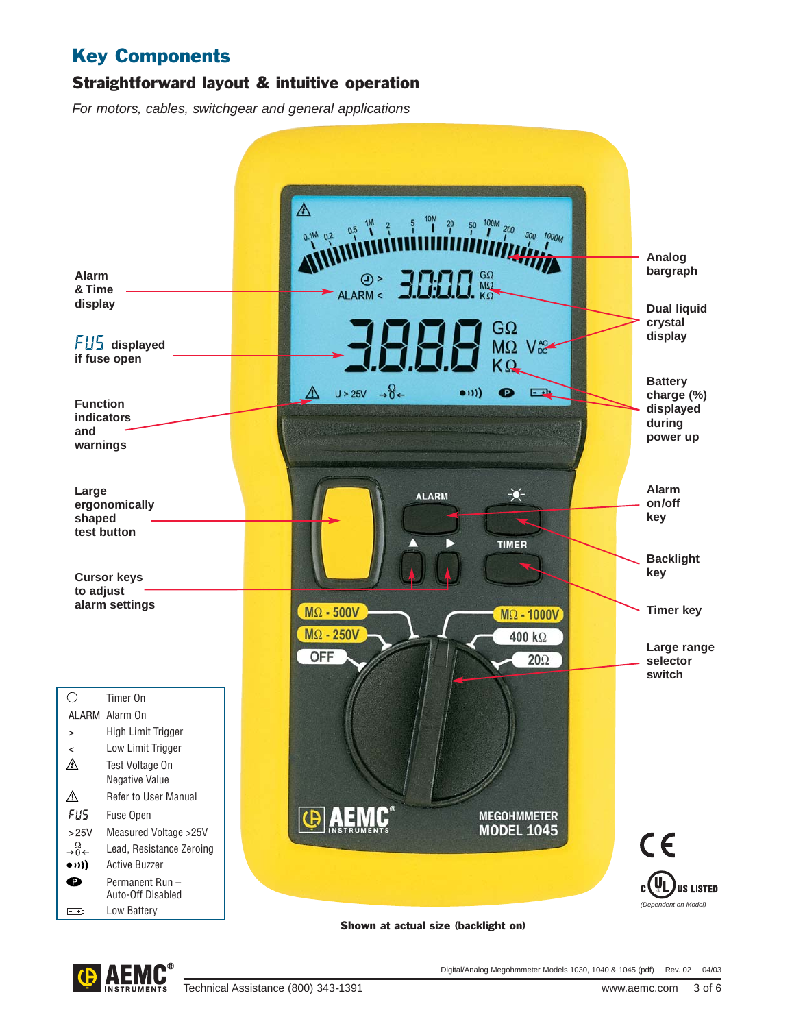# Key Components

## Straightforward layout & intuitive operation

*For motors, cables, switchgear and general applications*

Alarm & Time display

FUS displayed if fuse open

Function indicators and warnings

Large ergonomically shaped test button

Cursor keys to adjust alarm settings

Analog bargraph

Dual liquid crystal display

Battery charge (%) displayed during power up

Alarm on/off key

Backlight key

Timer key

Large range selector switch

| Symbol | Meaning |
|---|---|
| ⏲ | Timer On |
| ALARM | Alarm On |
| > | High Limit Trigger |
| < | Low Limit Trigger |
| ⚠ | Test Voltage On |
| – | Negative Value |
| ⚠ | Refer to User Manual |
| FUS | Fuse Open |
| >25V | Measured Voltage >25V |
| →Ω0← | Lead, Resistance Zeroing |
| •))) | Active Buzzer |
| P | Permanent Run – Auto-Off Disabled |
| ▭ | Low Battery |

(Dependent on Model)

**Shown at actual size (backlight on)**

Technical Assistance (800) 343-1391

Digital/Analog Megohmmeter Models 1030, 1040 & 1045 (pdf) Rev. 02 04/03

www.aemc.com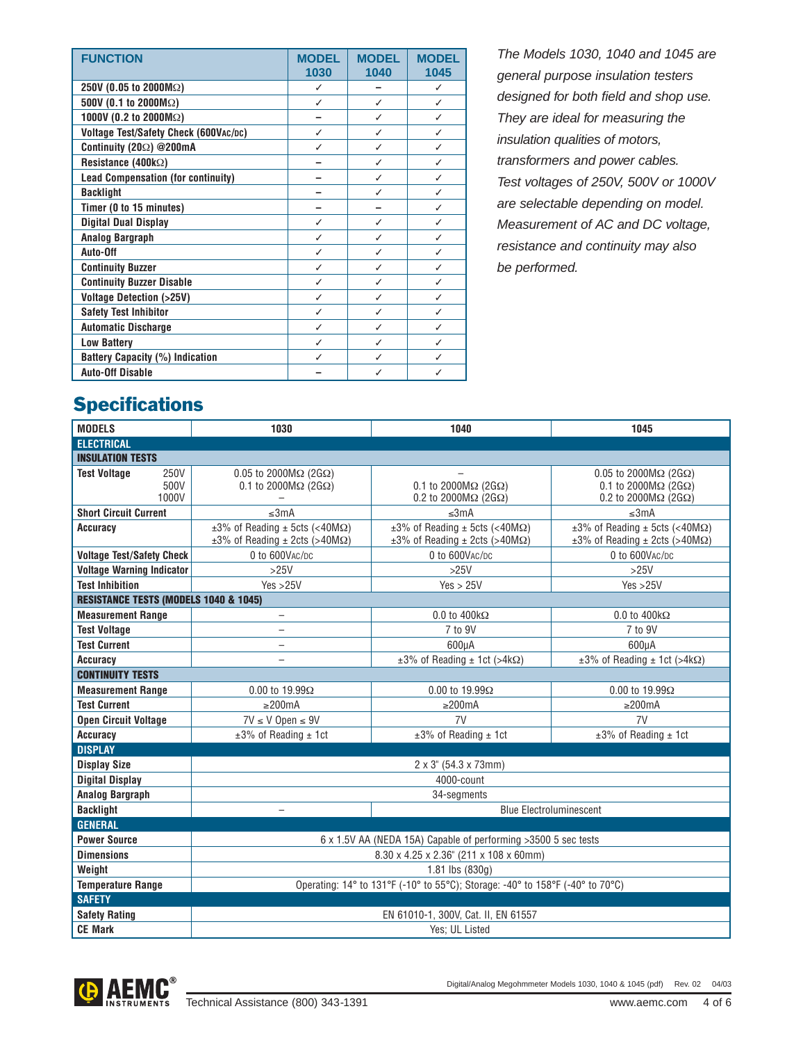| FUNCTION | MODEL 1030 | MODEL 1040 | MODEL 1045 |
|---|---|---|---|
| 250V (0.05 to 2000MΩ) | ✓ | – | ✓ |
| 500V (0.1 to 2000MΩ) | ✓ | ✓ | ✓ |
| 1000V (0.2 to 2000MΩ) | – | ✓ | ✓ |
| Voltage Test/Safety Check (600VAC/DC) | ✓ | ✓ | ✓ |
| Continuity (20Ω) @200mA | ✓ | ✓ | ✓ |
| Resistance (400kΩ) | – | ✓ | ✓ |
| Lead Compensation (for continuity) | – | ✓ | ✓ |
| Backlight | – | ✓ | ✓ |
| Timer (0 to 15 minutes) | – | – | ✓ |
| Digital Dual Display | ✓ | ✓ | ✓ |
| Analog Bargraph | ✓ | ✓ | ✓ |
| Auto-Off | ✓ | ✓ | ✓ |
| Continuity Buzzer | ✓ | ✓ | ✓ |
| Continuity Buzzer Disable | ✓ | ✓ | ✓ |
| Voltage Detection (>25V) | ✓ | ✓ | ✓ |
| Safety Test Inhibitor | ✓ | ✓ | ✓ |
| Automatic Discharge | ✓ | ✓ | ✓ |
| Low Battery | ✓ | ✓ | ✓ |
| Battery Capacity (%) Indication | ✓ | ✓ | ✓ |
| Auto-Off Disable | – | ✓ | ✓ |

*The Models 1030, 1040 and 1045 are general purpose insulation testers designed for both field and shop use. They are ideal for measuring the insulation qualities of motors, transformers and power cables. Test voltages of 250V, 500V or 1000V are selectable depending on model. Measurement of AC and DC voltage, resistance and continuity may also be performed.*

## Specifications

| MODELS | 1030 | 1040 | 1045 |
|---|---|---|---|
| **ELECTRICAL** | | | |
| **INSULATION TESTS** | | | |
| **Test Voltage** 250V | 0.05 to 2000MΩ (2GΩ) | – | 0.05 to 2000MΩ (2GΩ) |
| 500V | 0.1 to 2000MΩ (2GΩ) | 0.1 to 2000MΩ (2GΩ) | 0.1 to 2000MΩ (2GΩ) |
| 1000V | – | 0.2 to 2000MΩ (2GΩ) | 0.2 to 2000MΩ (2GΩ) |
| **Short Circuit Current** | ≤3mA | ≤3mA | ≤3mA |
| **Accuracy** | ±3% of Reading ± 5cts (<40MΩ)<br>±3% of Reading ± 2cts (>40MΩ) | ±3% of Reading ± 5cts (<40MΩ)<br>±3% of Reading ± 2cts (>40MΩ) | ±3% of Reading ± 5cts (<40MΩ)<br>±3% of Reading ± 2cts (>40MΩ) |
| **Voltage Test/Safety Check** | 0 to 600VAC/DC | 0 to 600VAC/DC | 0 to 600VAC/DC |
| **Voltage Warning Indicator** | >25V | >25V | >25V |
| **Test Inhibition** | Yes >25V | Yes > 25V | Yes >25V |
| **RESISTANCE TESTS (MODELS 1040 & 1045)** | | | |
| **Measurement Range** | – | 0.0 to 400kΩ | 0.0 to 400kΩ |
| **Test Voltage** | – | 7 to 9V | 7 to 9V |
| **Test Current** | – | 600µA | 600µA |
| **Accuracy** | – | ±3% of Reading ± 1ct (>4kΩ) | ±3% of Reading ± 1ct (>4kΩ) |
| **CONTINUITY TESTS** | | | |
| **Measurement Range** | 0.00 to 19.99Ω | 0.00 to 19.99Ω | 0.00 to 19.99Ω |
| **Test Current** | ≥200mA | ≥200mA | ≥200mA |
| **Open Circuit Voltage** | 7V ≤ V Open ≤ 9V | 7V | 7V |
| **Accuracy** | ±3% of Reading ± 1ct | ±3% of Reading ± 1ct | ±3% of Reading ± 1ct |
| **DISPLAY** | | | |
| **Display Size** | 2 x 3" (54.3 x 73mm) | | |
| **Digital Display** | 4000-count | | |
| **Analog Bargraph** | 34-segments | | |
| **Backlight** | – | Blue Electroluminescent | |
| **GENERAL** | | | |
| **Power Source** | 6 x 1.5V AA (NEDA 15A) Capable of performing >3500 5 sec tests | | |
| **Dimensions** | 8.30 x 4.25 x 2.36" (211 x 108 x 60mm) | | |
| **Weight** | 1.81 lbs (830g) | | |
| **Temperature Range** | Operating: 14° to 131°F (-10° to 55°C); Storage: -40° to 158°F (-40° to 70°C) | | |
| **SAFETY** | | | |
| **Safety Rating** | EN 61010-1, 300V, Cat. II, EN 61557 | | |
| **CE Mark** | Yes; UL Listed | | |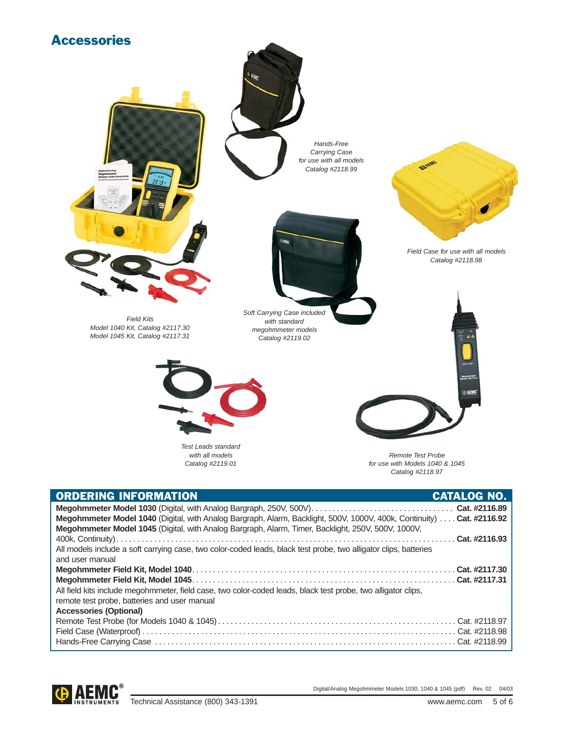## Accessories

*Field Kits*
*Model 1040 Kit, Catalog #2117.30*
*Model 1045 Kit, Catalog #2117.31*

*Hands-Free Carrying Case for use with all models Catalog #2118.99*

*Soft Carrying Case included with standard megohmmeter models Catalog #2119.02*

*Field Case for use with all models Catalog #2118.98*

*Test Leads standard with all models Catalog #2119.01*

*Remote Test Probe for use with Models 1040 & 1045 Catalog #2118.97*

| ORDERING INFORMATION | CATALOG NO. |
|---|---|
| **Megohmmeter Model 1030** (Digital, with Analog Bargraph, 250V, 500V) | **Cat. #2116.89** |
| **Megohmmeter Model 1040** (Digital, with Analog Bargraph, Alarm, Backlight, 500V, 1000V, 400k, Continuity) | **Cat. #2116.92** |
| **Megohmmeter Model 1045** (Digital, with Analog Bargraph, Alarm, Timer, Backlight, 250V, 500V, 1000V, 400k, Continuity) | **Cat. #2116.93** |
| All models include a soft carrying case, two color-coded leads, black test probe, two alligator clips, batteries and user manual | |
| **Megohmmeter Field Kit, Model 1040** | **Cat. #2117.30** |
| **Megohmmeter Field Kit, Model 1045** | **Cat. #2117.31** |
| All field kits include megohmmeter, field case, two color-coded leads, black test probe, two alligator clips, remote test probe, batteries and user manual | |
| **Accessories (Optional)** | |
| Remote Test Probe (for Models 1040 & 1045) | Cat. #2118.97 |
| Field Case (Waterproof) | Cat. #2118.98 |
| Hands-Free Carrying Case | Cat. #2118.99 |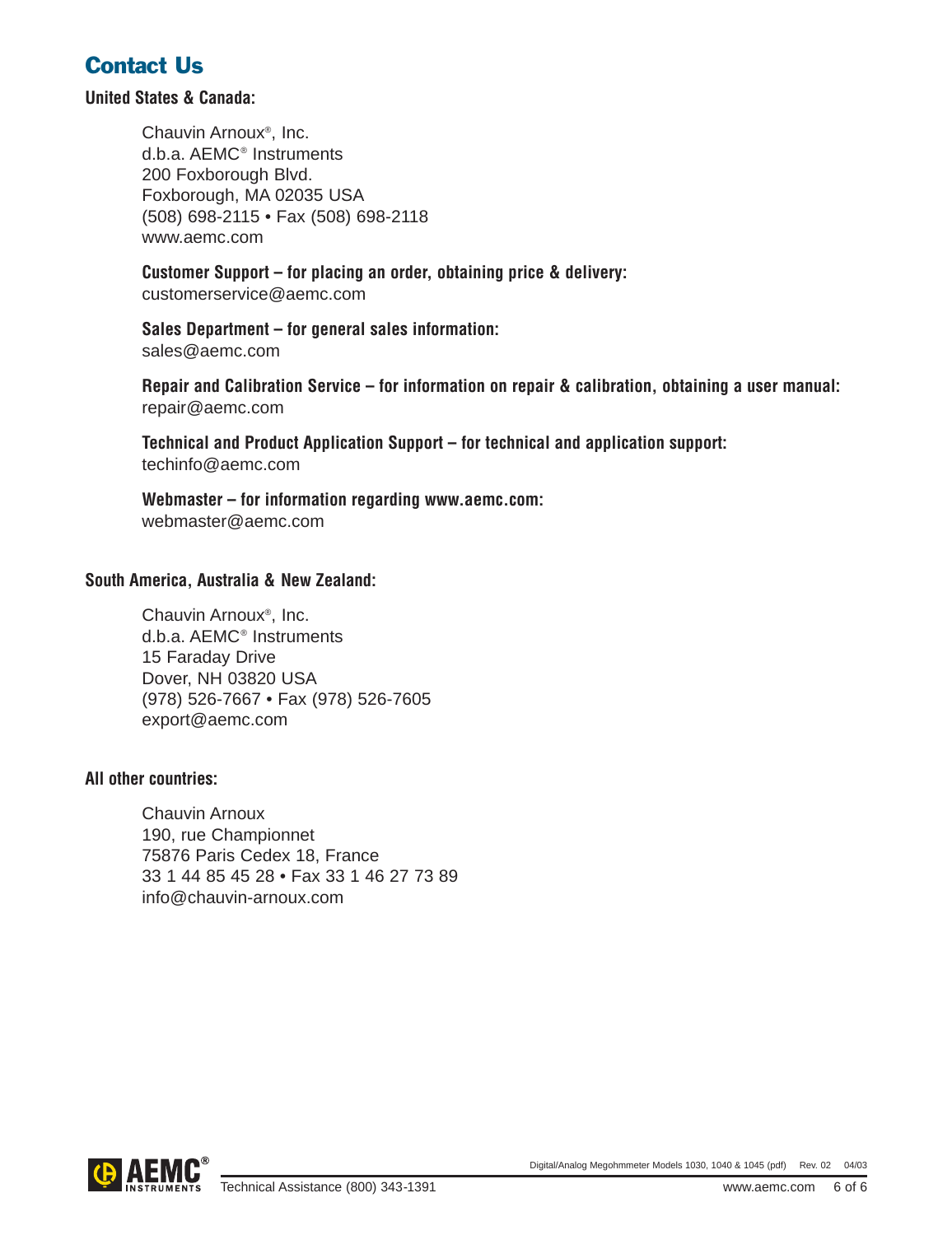# Contact Us

**United States & Canada:**

Chauvin Arnoux®, Inc.
d.b.a. AEMC® Instruments
200 Foxborough Blvd.
Foxborough, MA 02035 USA
(508) 698-2115 • Fax (508) 698-2118
www.aemc.com

**Customer Support – for placing an order, obtaining price & delivery:**
customerservice@aemc.com

**Sales Department – for general sales information:**
sales@aemc.com

**Repair and Calibration Service – for information on repair & calibration, obtaining a user manual:**
repair@aemc.com

**Technical and Product Application Support – for technical and application support:**
techinfo@aemc.com

**Webmaster – for information regarding www.aemc.com:**
webmaster@aemc.com

**South America, Australia & New Zealand:**

Chauvin Arnoux®, Inc.
d.b.a. AEMC® Instruments
15 Faraday Drive
Dover, NH 03820 USA
(978) 526-7667 • Fax (978) 526-7605
export@aemc.com

**All other countries:**

Chauvin Arnoux
190, rue Championnet
75876 Paris Cedex 18, France
33 1 44 85 45 28 • Fax 33 1 46 27 73 89
info@chauvin-arnoux.com